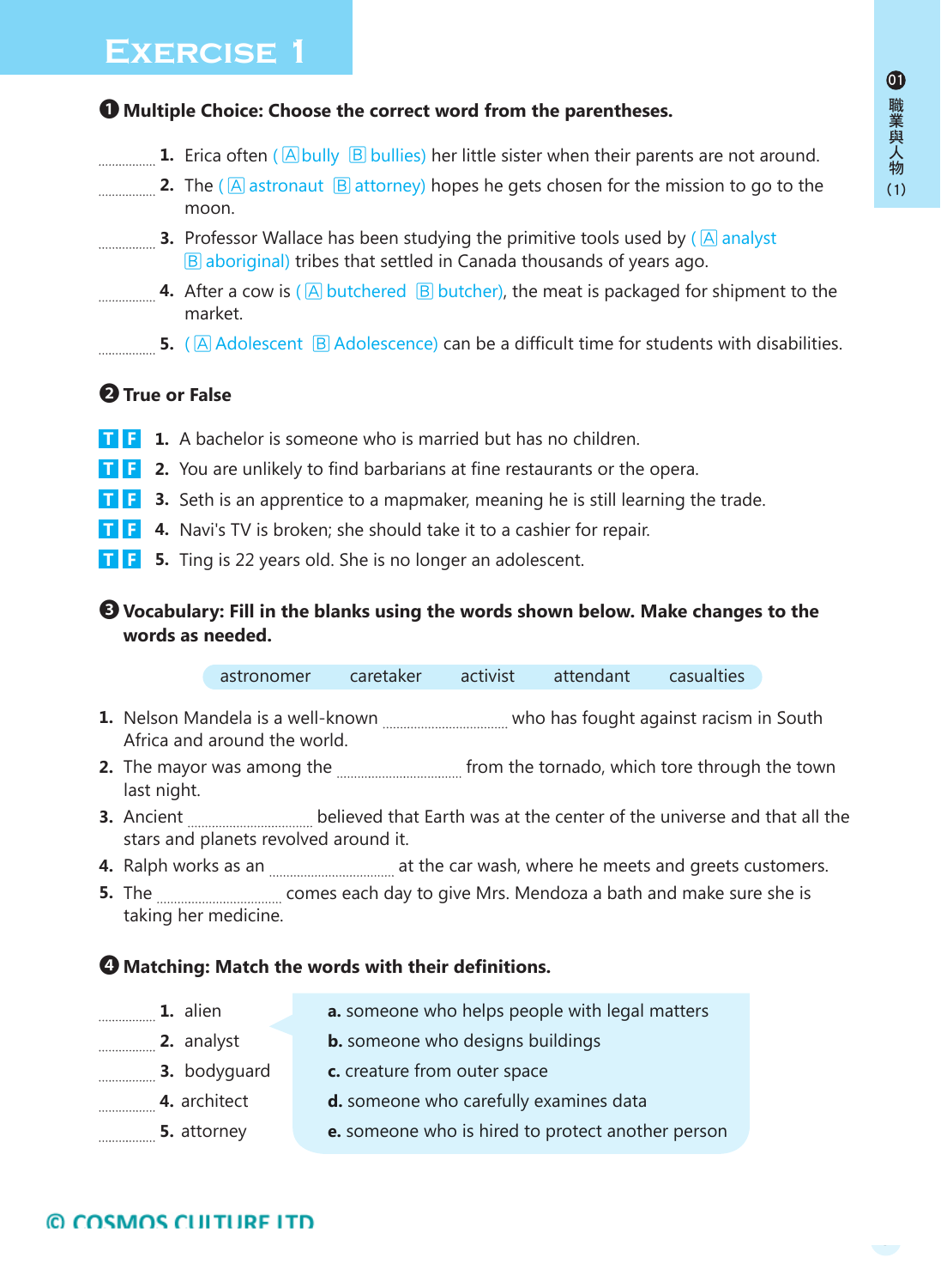# EXERCISE 1

**❶ Multiple Choice: Choose the correct word from the parentheses.**

........ **1.** Erica often ( A bully B bullies) her little sister when their parents are not around.

........ **2.** The ( A astronaut B attorney) hopes he gets chosen for the mission to go to the moon.

........ **3.** Professor Wallace has been studying the primitive tools used by ( A analyst B aboriginal) tribes that settled in Canada thousands of years ago.

........ **4.** After a cow is ( A butchered B butcher), the meat is packaged for shipment to the market.

........ **5.** ( A Adolescent B Adolescence) can be a difficult time for students with disabilities.

**❷ True or False**

T F **1.** A bachelor is someone who is married but has no children.

T F **2.** You are unlikely to find barbarians at fine restaurants or the opera.

T F **3.** Seth is an apprentice to a mapmaker, meaning he is still learning the trade.

T F **4.** Navi's TV is broken; she should take it to a cashier for repair.

T F **5.** Ting is 22 years old. She is no longer an adolescent.

**❸ Vocabulary: Fill in the blanks using the words shown below. Make changes to the words as needed.**

astronomer caretaker activist attendant casualties

**1.** Nelson Mandela is a well-known ........ who has fought against racism in South Africa and around the world.

**2.** The mayor was among the ........ from the tornado, which tore through the town last night.

**3.** Ancient ........ believed that Earth was at the center of the universe and that all the stars and planets revolved around it.

**4.** Ralph works as an ........ at the car wash, where he meets and greets customers.

**5.** The ........ comes each day to give Mrs. Mendoza a bath and make sure she is taking her medicine.

**❹ Matching: Match the words with their definitions.**

........ **1.** alien

........ **2.** analyst

........ **3.** bodyguard

........ **4.** architect

........ **5.** attorney

**a.** someone who helps people with legal matters

**b.** someone who designs buildings

**c.** creature from outer space

**d.** someone who carefully examines data

**e.** someone who is hired to protect another person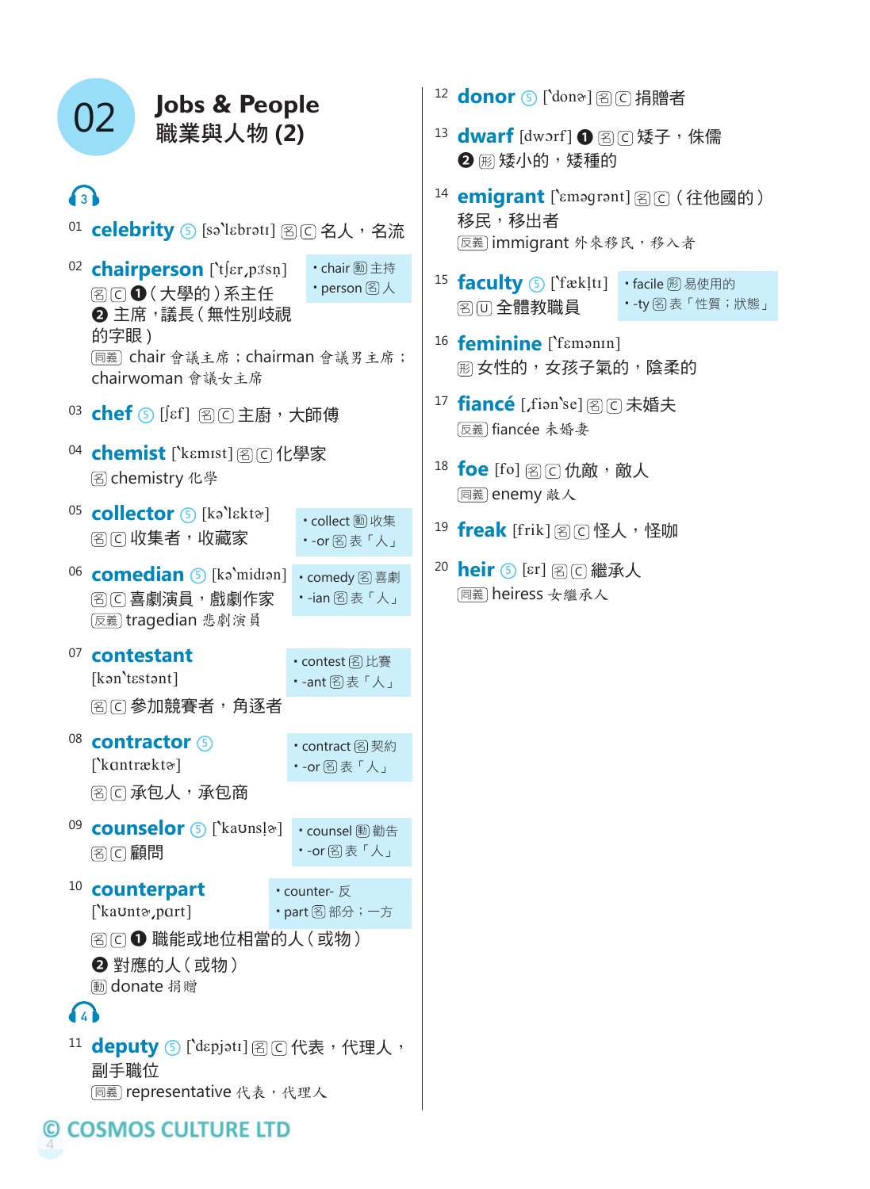# 02 Jobs & People 職業與人物 (2)

3

01 **celebrity** ⑤ [səˋlɛbrətɪ] 名 C 名人，名流

02 **chairperson** [ˋtʃɛr,pɝsn̩] 名 C ❶（大學的）系主任 ❷ 主席，議長（無性別歧視的字眼）
同義 chair 會議主席；chairman 會議男主席；chairwoman 會議女主席

- chair 動 主持
- person 名 人

03 **chef** ⑤ [ʃɛf] 名 C 主廚，大師傅

04 **chemist** [ˋkɛmɪst] 名 C 化學家
名 chemistry 化學

05 **collector** ⑤ [kəˋlɛktɚ] 名 C 收集者，收藏家

- collect 動 收集
- -or 名 表「人」

06 **comedian** ⑤ [kəˋmidɪən] 名 C 喜劇演員，戲劇作家
反義 tragedian 悲劇演員

- comedy 名 喜劇
- -ian 名 表「人」

07 **contestant** [kənˋtɛstənt] 名 C 參加競賽者，角逐者

- contest 名 比賽
- -ant 名 表「人」

08 **contractor** ⑤ [ˋkɑntræktɚ] 名 C 承包人，承包商

- contract 名 契約
- -or 名 表「人」

09 **counselor** ⑤ [ˋkaʊnsl̩ɚ] 名 C 顧問

- counsel 動 勸告
- -or 名 表「人」

10 **counterpart** [ˋkaʊntɚ,pɑrt] 名 C ❶ 職能或地位相當的人（或物）❷ 對應的人（或物）

- counter- 反
- part 名 部分；一方

4

11 **deputy** ⑤ [ˋdɛpjətɪ] 名 C 代表，代理人，副手職位
同義 representative 代表，代理人

12 **donor** ⑤ [ˋdonɚ] 名 C 捐贈者
動 donate 捐贈

13 **dwarf** [dwɔrf] ❶ 名 C 矮子，侏儒 ❷ 形 矮小的，矮種的

14 **emigrant** [ˋɛməgrənt] 名 C（往他國的）移民，移出者
反義 immigrant 外來移民，移入者

15 **faculty** ⑤ [ˋfækl̩tɪ] 名 U 全體教職員

- facile 形 易使用的
- -ty 名 表「性質；狀態」

16 **feminine** [ˋfɛmənɪn] 形 女性的，女孩子氣的，陰柔的

17 **fiancé** [,fiənˋse] 名 C 未婚夫
反義 fiancée 未婚妻

18 **foe** [fo] 名 C 仇敵，敵人
同義 enemy 敵人

19 **freak** [frik] 名 C 怪人，怪咖

20 **heir** ⑤ [ɛr] 名 C 繼承人
同義 heiress 女繼承人

© COSMOS CULTURE LTD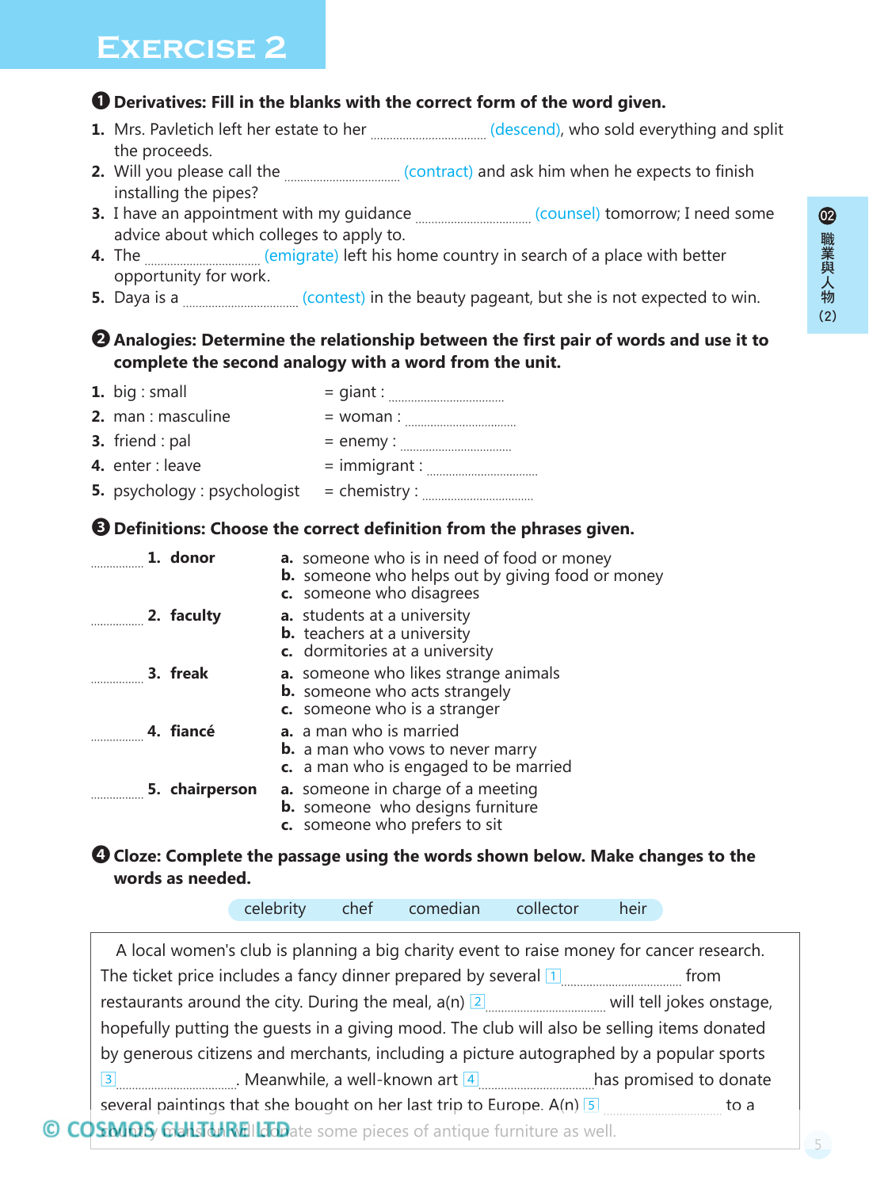# Exercise 2

**❶ Derivatives: Fill in the blanks with the correct form of the word given.**

1. Mrs. Pavletich left her estate to her .................................. (descend), who sold everything and split the proceeds.
2. Will you please call the .................................. (contract) and ask him when he expects to finish installing the pipes?
3. I have an appointment with my guidance .................................. (counsel) tomorrow; I need some advice about which colleges to apply to.
4. The .................................. (emigrate) left his home country in search of a place with better opportunity for work.
5. Daya is a .................................. (contest) in the beauty pageant, but she is not expected to win.

**❷ Analogies: Determine the relationship between the first pair of words and use it to complete the second analogy with a word from the unit.**

1. big : small = giant : ..................................
2. man : masculine = woman : ..................................
3. friend : pal = enemy : ..................................
4. enter : leave = immigrant : ..................................
5. psychology : psychologist = chemistry : ..................................

**❸ Definitions: Choose the correct definition from the phrases given.**

............ **1. donor**
- **a.** someone who is in need of food or money
- **b.** someone who helps out by giving food or money
- **c.** someone who disagrees

............ **2. faculty**
- **a.** students at a university
- **b.** teachers at a university
- **c.** dormitories at a university

............ **3. freak**
- **a.** someone who likes strange animals
- **b.** someone who acts strangely
- **c.** someone who is a stranger

............ **4. fiancé**
- **a.** a man who is married
- **b.** a man who vows to never marry
- **c.** a man who is engaged to be married

............ **5. chairperson**
- **a.** someone in charge of a meeting
- **b.** someone who designs furniture
- **c.** someone who prefers to sit

**❹ Cloze: Complete the passage using the words shown below. Make changes to the words as needed.**

celebrity chef comedian collector heir

A local women's club is planning a big charity event to raise money for cancer research. The ticket price includes a fancy dinner prepared by several [1] .................................. from restaurants around the city. During the meal, a(n) [2] .................................. will tell jokes onstage, hopefully putting the guests in a giving mood. The club will also be selling items donated by generous citizens and merchants, including a picture autographed by a popular sports [3] ................................... Meanwhile, a well-known art [4] .................................. has promised to donate several paintings that she bought on her last trip to Europe. A(n) [5] .................................. to a country fortune will donate some pieces of antique furniture as well.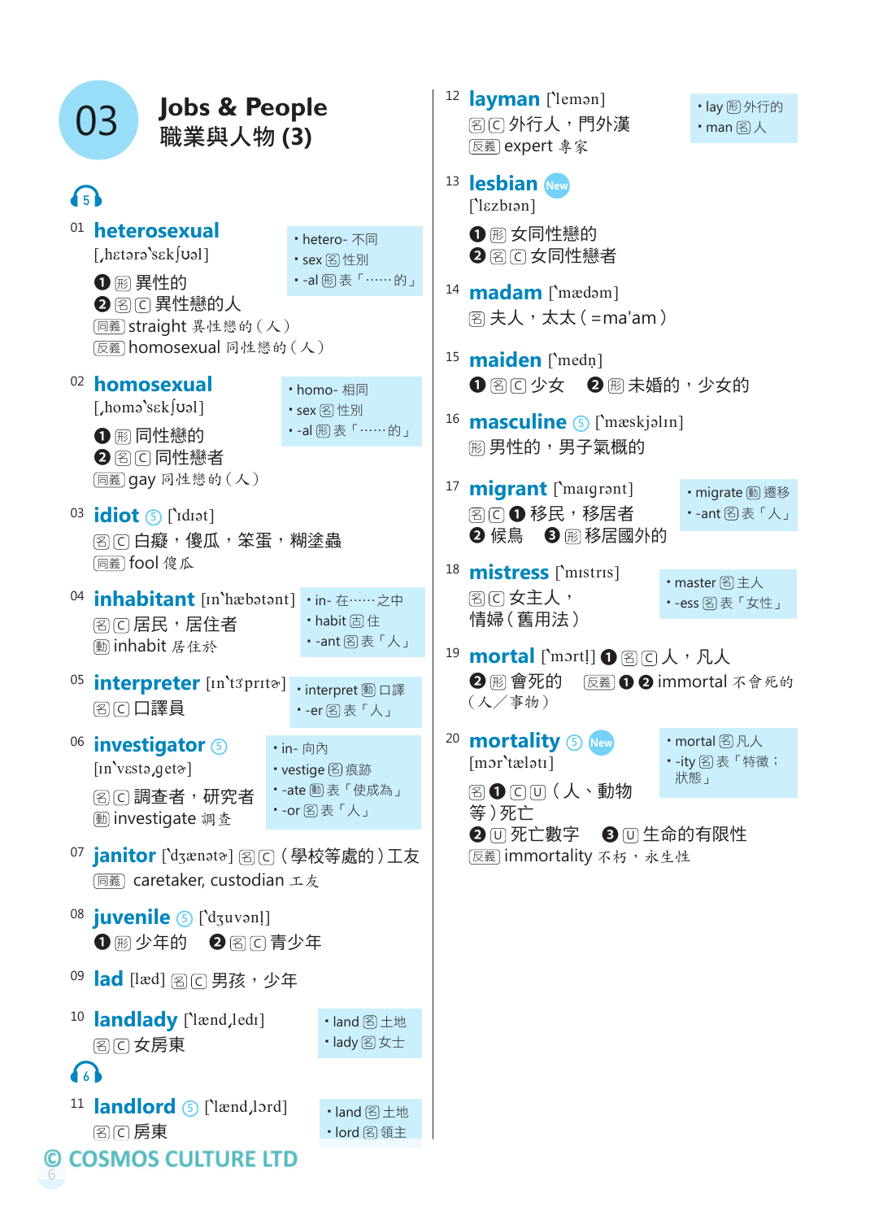# 03 Jobs & People 職業與人物 (3)

5

01 **heterosexual**
[ˌhɛtərə`sɛkʃʊəl]
❶ 形 異性的
❷ 名 C 異性戀的人
同義 straight 異性戀的（人）
反義 homosexual 同性戀的（人）

- hetero- 不同
- sex 名 性別
- -al 形 表「……的」

02 **homosexual**
[ˌhomə`sɛkʃʊəl]
❶ 形 同性戀的
❷ 名 C 同性戀者
同義 gay 同性戀的（人）

- homo- 相同
- sex 名 性別
- -al 形 表「……的」

03 **idiot** 5 [`ɪdɪət]
名 C 白癡，傻瓜，笨蛋，糊塗蟲
同義 fool 傻瓜

04 **inhabitant** [ɪn`hæbətənt]
名 C 居民，居住者
動 inhabit 居住於

- in- 在……之中
- habit 古 住
- -ant 名 表「人」

05 **interpreter** [ɪn`tɝprɪtɚ]
名 C 口譯員

- interpret 動 口譯
- -er 名 表「人」

06 **investigator** 5
[ɪn`vɛstəˌgetɚ]
名 C 調查者，研究者
動 investigate 調查

- in- 向內
- vestige 名 痕跡
- -ate 動 表「使成為」
- -or 名 表「人」

07 **janitor** [`dʒænətɚ] 名 C（學校等處的）工友
同義 caretaker, custodian 工友

08 **juvenile** 5 [`dʒuvənḷ]
❶ 形 少年的 ❷ 名 C 青少年

09 **lad** [læd] 名 C 男孩，少年

10 **landlady** [`lændˌledɪ]
名 C 女房東

- land 名 土地
- lady 名 女士

6

11 **landlord** 5 [`lændˌlɔrd]
名 C 房東

- land 名 土地
- lord 名 領主

12 **layman** [`lemən]
名 C 外行人，門外漢
反義 expert 專家

- lay 形 外行的
- man 名 人

13 **lesbian** New
[`lɛzbɪən]
❶ 形 女同性戀的
❷ 名 C 女同性戀者

14 **madam** [`mædəm]
名 夫人，太太（=ma'am）

15 **maiden** [`medṇ]
❶ 名 C 少女 ❷ 形 未婚的，少女的

16 **masculine** 5 [`mæskjəlɪn]
形 男性的，男子氣概的

17 **migrant** [`maɪgrənt]
名 C ❶ 移民，移居者
❷ 候鳥 ❸ 形 移居國外的

- migrate 動 遷移
- -ant 名 表「人」

18 **mistress** [`mɪstrɪs]
名 C 女主人，
情婦（舊用法）

- master 名 主人
- -ess 名 表「女性」

19 **mortal** [`mɔrtḷ] ❶ 名 C 人，凡人
❷ 形 會死的 反義 ❶❷ immortal 不會死的（人／事物）

20 **mortality** 5 New
[mɔr`tælətɪ]
名 ❶ C U（人、動物等）死亡
❷ U 死亡數字 ❸ U 生命的有限性
反義 immortality 不朽，永生性

- mortal 名 凡人
- -ity 名 表「特徵；狀態」

© COSMOS CULTURE LTD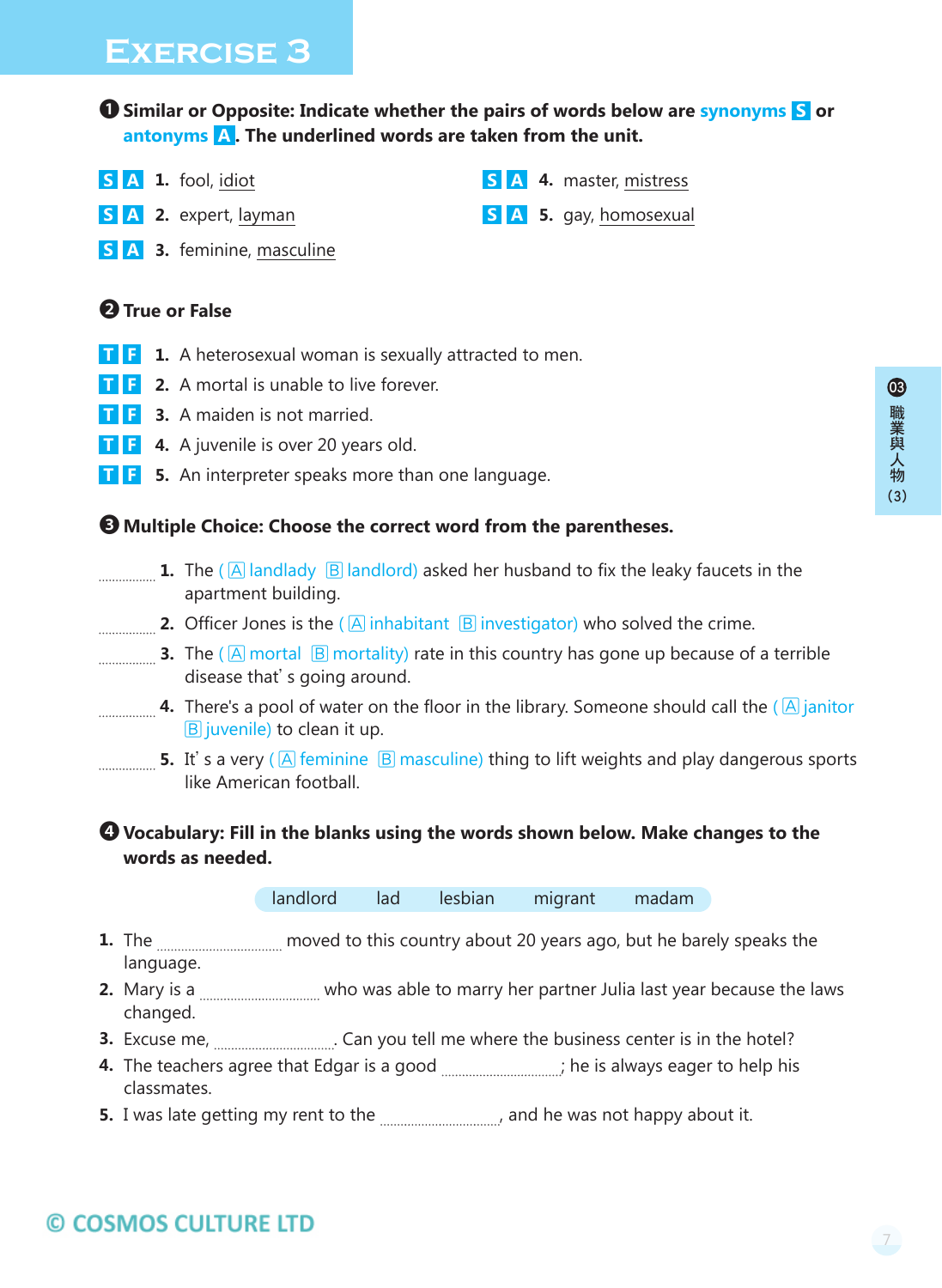# EXERCISE 3

## ❶ Similar or Opposite: Indicate whether the pairs of words below are synonyms S or antonyms A. The underlined words are taken from the unit.

S A **1.** fool, <u>idiot</u>

S A **2.** expert, <u>layman</u>

S A **3.** feminine, <u>masculine</u>

S A **4.** master, <u>mistress</u>

S A **5.** gay, <u>homosexual</u>

## ❷ True or False

T F **1.** A heterosexual woman is sexually attracted to men.

T F **2.** A mortal is unable to live forever.

T F **3.** A maiden is not married.

T F **4.** A juvenile is over 20 years old.

T F **5.** An interpreter speaks more than one language.

## ❸ Multiple Choice: Choose the correct word from the parentheses.

........ **1.** The ( A landlady B landlord) asked her husband to fix the leaky faucets in the apartment building.

........ **2.** Officer Jones is the ( A inhabitant B investigator) who solved the crime.

........ **3.** The ( A mortal B mortality) rate in this country has gone up because of a terrible disease that's going around.

........ **4.** There's a pool of water on the floor in the library. Someone should call the ( A janitor B juvenile) to clean it up.

........ **5.** It's a very ( A feminine B masculine) thing to lift weights and play dangerous sports like American football.

## ❹ Vocabulary: Fill in the blanks using the words shown below. Make changes to the words as needed.

landlord  lad  lesbian  migrant  madam

**1.** The ................ moved to this country about 20 years ago, but he barely speaks the language.

**2.** Mary is a ................ who was able to marry her partner Julia last year because the laws changed.

**3.** Excuse me, ................ . Can you tell me where the business center is in the hotel?

**4.** The teachers agree that Edgar is a good ................; he is always eager to help his classmates.

**5.** I was late getting my rent to the ................, and he was not happy about it.

03 職業與人物 (3)

© COSMOS CULTURE LTD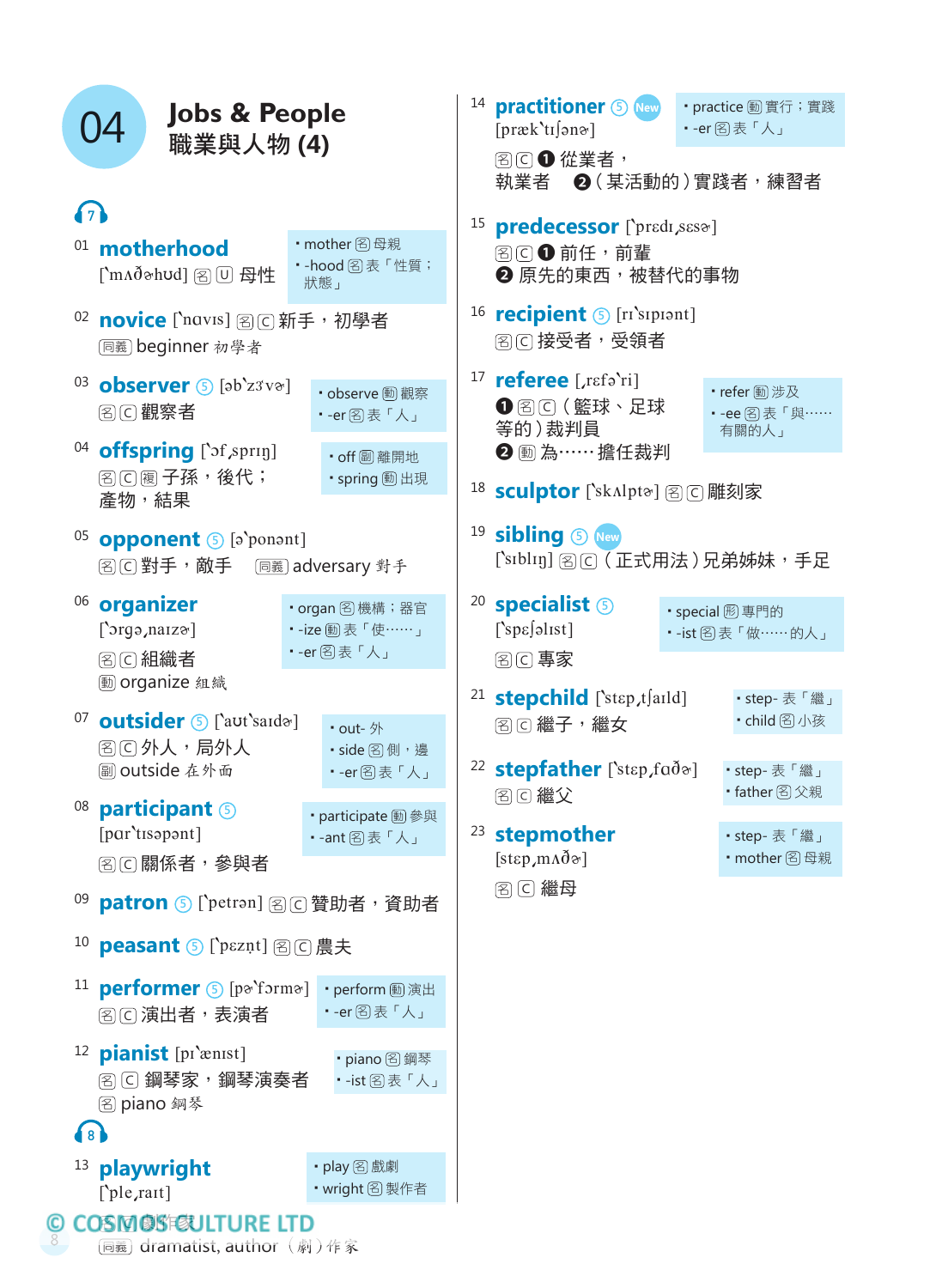# 04 Jobs & People 職業與人物 (4)

7

01 **motherhood**
[ˋmʌðɚhʊd] 名 U 母性

- mother 名 母親
- -hood 名 表「性質；狀態」

02 **novice** [ˋnɑvɪs] 名 C 新手，初學者
同義 beginner 初學者

03 **observer** 5 [əbˋzɝvɚ]
名 C 觀察者

- observe 動 觀察
- -er 名 表「人」

04 **offspring** [ˋɔf͵sprɪŋ]
名 C 複 子孫，後代；產物，結果

- off 副 離開地
- spring 動 出現

05 **opponent** 5 [əˋponənt]
名 C 對手，敵手 同義 adversary 對手

06 **organizer**
[ˋɔrgə͵naɪzɚ]
名 C 組織者
動 organize 組織

- organ 名 機構；器官
- -ize 動 表「使……」
- -er 名 表「人」

07 **outsider** 5 [ˋaʊtˋsaɪdɚ]
名 C 外人，局外人
副 outside 在外面

- out- 外
- side 名 側，邊
- -er 名 表「人」

08 **participant** 5
[pɑrˋtɪsəpənt]
名 C 關係者，參與者

- participate 動 參與
- -ant 名 表「人」

09 **patron** 5 [ˋpetrən] 名 C 贊助者，資助者

10 **peasant** 5 [ˋpɛzn̩t] 名 C 農夫

11 **performer** 5 [pɚˋfɔrmɚ]
名 C 演出者，表演者

- perform 動 演出
- -er 名 表「人」

12 **pianist** [pɪˋænɪst]
名 C 鋼琴家，鋼琴演奏者
名 piano 鋼琴

- piano 名 鋼琴
- -ist 名 表「人」

8

13 **playwright**
[ˋple͵raɪt]
名 C 劇作家
同義 dramatist, author （劇）作家

- play 名 戲劇
- wright 名 製作者

14 **practitioner** 5 New
[prækˋtɪʃənɚ]
名 C ❶ 從業者，執業者 ❷（某活動的）實踐者，練習者

- practice 動 實行；實踐
- -er 名 表「人」

15 **predecessor** [ˋprɛdɪ͵sɛsɚ]
名 C ❶ 前任，前輩
❷ 原先的東西，被替代的事物

16 **recipient** 5 [rɪˋsɪpɪənt]
名 C 接受者，受領者

17 **referee** [͵rɛfəˋri]
❶ 名 C（籃球、足球等的）裁判員
❷ 動 為……擔任裁判

- refer 動 涉及
- -ee 名 表「與……有關的人」

18 **sculptor** [ˋskʌlptɚ] 名 C 雕刻家

19 **sibling** 5 New
[ˋsɪblɪŋ] 名 C（正式用法）兄弟姊妹，手足

20 **specialist** 5
[ˋspɛʃəlɪst]
名 C 專家

- special 形 專門的
- -ist 名 表「做……的人」

21 **stepchild** [ˋstɛp͵tʃaɪld]
名 C 繼子，繼女

- step- 表「繼」
- child 名 小孩

22 **stepfather** [ˋstɛp͵fɑðɚ]
名 C 繼父

- step- 表「繼」
- father 名 父親

23 **stepmother**
[stɛp͵mʌðɚ]
名 C 繼母

- step- 表「繼」
- mother 名 母親

© COSMOS CULTURE LTD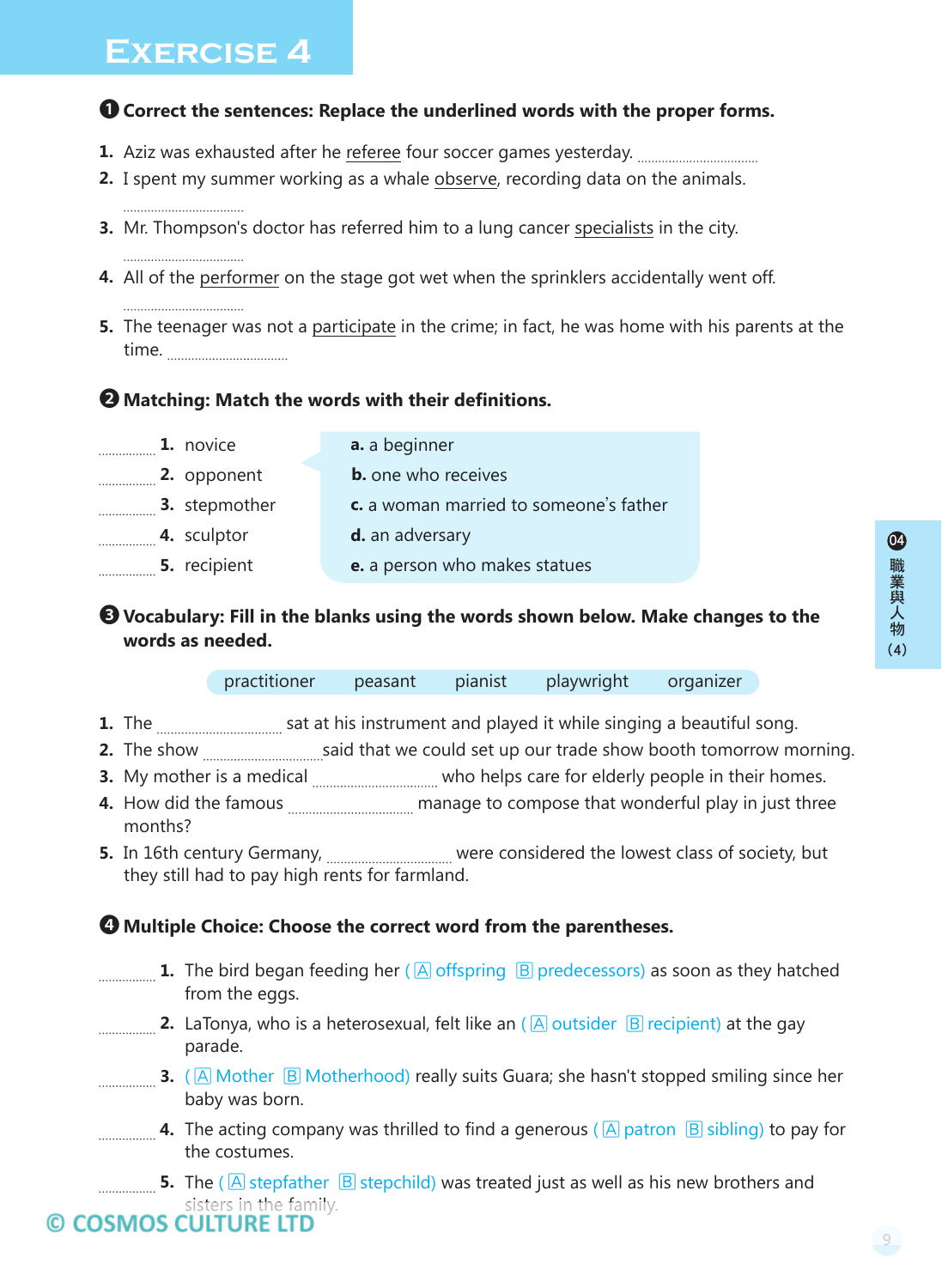# Exercise 4

## ❶ Correct the sentences: Replace the underlined words with the proper forms.

1. Aziz was exhausted after he referee four soccer games yesterday. ..................................
2. I spent my summer working as a whale observe, recording data on the animals.

   ..................................
3. Mr. Thompson's doctor has referred him to a lung cancer specialists in the city.

   ..................................
4. All of the performer on the stage got wet when the sprinklers accidentally went off.

   ..................................
5. The teenager was not a participate in the crime; in fact, he was home with his parents at the time. ..................................

## ❷ Matching: Match the words with their definitions.

| | | |
|---|---|---|
| .............. | 1. novice | a. a beginner |
| .............. | 2. opponent | b. one who receives |
| .............. | 3. stepmother | c. a woman married to someone's father |
| .............. | 4. sculptor | d. an adversary |
| .............. | 5. recipient | e. a person who makes statues |

## ❸ Vocabulary: Fill in the blanks using the words shown below. Make changes to the words as needed.

practitioner | peasant | pianist | playwright | organizer

1. The .................................. sat at his instrument and played it while singing a beautiful song.
2. The show .................................. said that we could set up our trade show booth tomorrow morning.
3. My mother is a medical .................................. who helps care for elderly people in their homes.
4. How did the famous .................................. manage to compose that wonderful play in just three months?
5. In 16th century Germany, .................................. were considered the lowest class of society, but they still had to pay high rents for farmland.

## ❹ Multiple Choice: Choose the correct word from the parentheses.

.............. 1. The bird began feeding her (Ⓐ offspring Ⓑ predecessors) as soon as they hatched from the eggs.

.............. 2. LaTonya, who is a heterosexual, felt like an (Ⓐ outsider Ⓑ recipient) at the gay parade.

.............. 3. (Ⓐ Mother Ⓑ Motherhood) really suits Guara; she hasn't stopped smiling since her baby was born.

.............. 4. The acting company was thrilled to find a generous (Ⓐ patron Ⓑ sibling) to pay for the costumes.

.............. 5. The (Ⓐ stepfather Ⓑ stepchild) was treated just as well as his new brothers and sisters in the family.

© COSMOS CULTURE LTD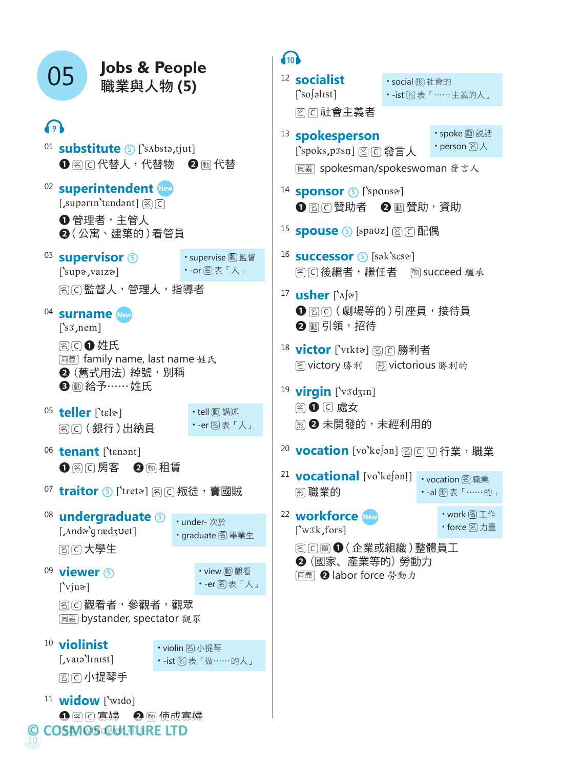# 05 Jobs & People 職業與人物 (5)

9

01 **substitute** ⑤ [ˋsʌbstəˌtjut]
❶ 名 C 代替人，代替物 ❷ 動 代替

02 **superintendent** New
[ˌsupərɪnˋtɛndənt] 名 C
❶ 管理者，主管人
❷（公寓、建築的）看管員

03 **supervisor** ⑤
[ˋsupəˌvaɪzɚ]
名 C 監督人，管理人，指導者

- supervise 動 監督
- -or 名 表「人」

04 **surname** New
[ˋsɝˌnem]
名 C ❶ 姓氏
同義 family name, last name 姓氏
❷ (舊式用法) 綽號，別稱
❸ 動 給予……姓氏

05 **teller** [ˋtɛlɚ]
名 C（銀行）出納員

- tell 動 講述
- -er 名 表「人」

06 **tenant** [ˋtɛnənt]
❶ 名 C 房客 ❷ 動 租賃

07 **traitor** ⑤ [ˋtretɚ] 名 C 叛徒，賣國賊

08 **undergraduate** ⑤
[ˌʌndɚˋgrædʒʊet]
名 C 大學生

- under- 次於
- graduate 名 畢業生

09 **viewer** ⑤
[ˋvjuɚ]
名 C 觀看者，參觀者，觀眾
同義 bystander, spectator 觀眾

- view 動 觀看
- -er 名 表「人」

10 **violinist**
[ˌvaɪəˋlɪnɪst]
名 C 小提琴手

- violin 名 小提琴
- -ist 名 表「做……的人」

11 **widow** [ˋwɪdo]
❶ 名 C 寡婦 ❷ 動 使成寡婦
反義 widower 鰥夫

10

12 **socialist**
[ˋsoʃəlɪst]
名 C 社會主義者

- social 形 社會的
- -ist 名 表「……主義的人」

13 **spokesperson**
[ˋspoksˌpɝsn̩] 名 C 發言人
同義 spokesman/spokeswoman 發言人

- spoke 動 說話
- person 名 人

14 **sponsor** ⑤ [ˋspɑnsɚ]
❶ 名 C 贊助者 ❷ 動 贊助，資助

15 **spouse** ⑤ [spaʊz] 名 C 配偶

16 **successor** ⑤ [səkˋsɛsɚ]
名 C 後繼者，繼任者 動 succeed 繼承

17 **usher** [ˋʌʃɚ]
❶ 名 C（劇場等的）引座員，接待員
❷ 動 引領，招待

18 **victor** [ˋvɪktɚ] 名 C 勝利者
名 victory 勝利 形 victorious 勝利的

19 **virgin** [ˋvɝdʒɪn]
名 ❶ C 處女
形 ❷ 未開發的，未經利用的

20 **vocation** [voˋkeʃən] 名 C U 行業，職業

21 **vocational** [voˋkeʃənl̩]
形 職業的

- vocation 名 職業
- -al 形 表「……的」

22 **workforce** New
[ˋwɝkˌfors]
名 C 單 ❶（企業或組織）整體員工
❷（國家、產業等的）勞動力
同義 ❷ labor force 勞動力

- work 名 工作
- force 名 力量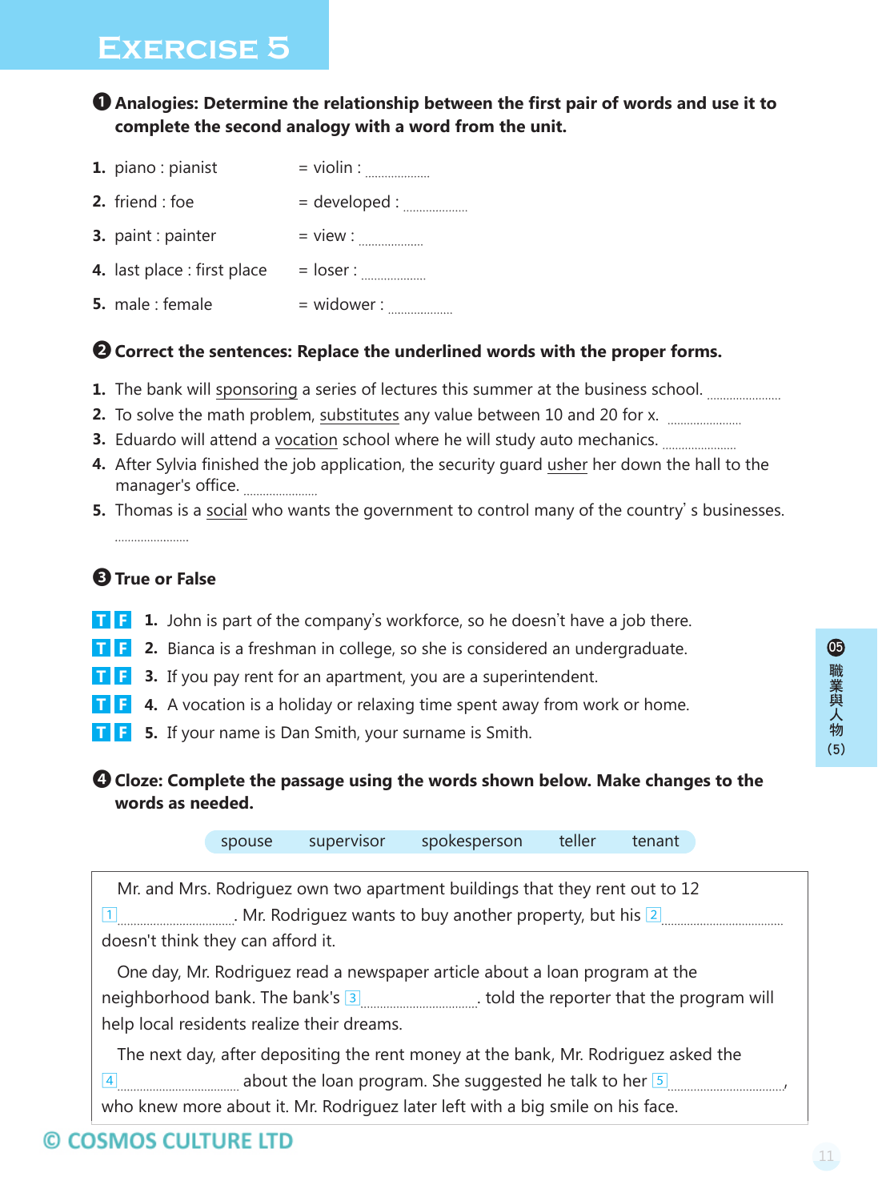# Exercise 5

## ❶ Analogies: Determine the relationship between the first pair of words and use it to complete the second analogy with a word from the unit.

1. piano : pianist = violin : ..................
2. friend : foe = developed : ..................
3. paint : painter = view : ..................
4. last place : first place = loser : ..................
5. male : female = widower : ..................

## ❷ Correct the sentences: Replace the underlined words with the proper forms.

1. The bank will sponsoring a series of lectures this summer at the business school. ....................
2. To solve the math problem, substitutes any value between 10 and 20 for x. ....................
3. Eduardo will attend a vocation school where he will study auto mechanics. ....................
4. After Sylvia finished the job application, the security guard usher her down the hall to the manager's office. ....................
5. Thomas is a social who wants the government to control many of the country' s businesses. ....................

## ❸ True or False

T F 1. John is part of the company's workforce, so he doesn't have a job there.

T F 2. Bianca is a freshman in college, so she is considered an undergraduate.

T F 3. If you pay rent for an apartment, you are a superintendent.

T F 4. A vocation is a holiday or relaxing time spent away from work or home.

T F 5. If your name is Dan Smith, your surname is Smith.

## ❹ Cloze: Complete the passage using the words shown below. Make changes to the words as needed.

spouse supervisor spokesperson teller tenant

Mr. and Mrs. Rodriguez own two apartment buildings that they rent out to 12 [1] ............................. Mr. Rodriguez wants to buy another property, but his [2] ............................. doesn't think they can afford it.

One day, Mr. Rodriguez read a newspaper article about a loan program at the neighborhood bank. The bank's [3] ............................. told the reporter that the program will help local residents realize their dreams.

The next day, after depositing the rent money at the bank, Mr. Rodriguez asked the [4] ............................. about the loan program. She suggested he talk to her [5] ............................., who knew more about it. Mr. Rodriguez later left with a big smile on his face.

© COSMOS CULTURE LTD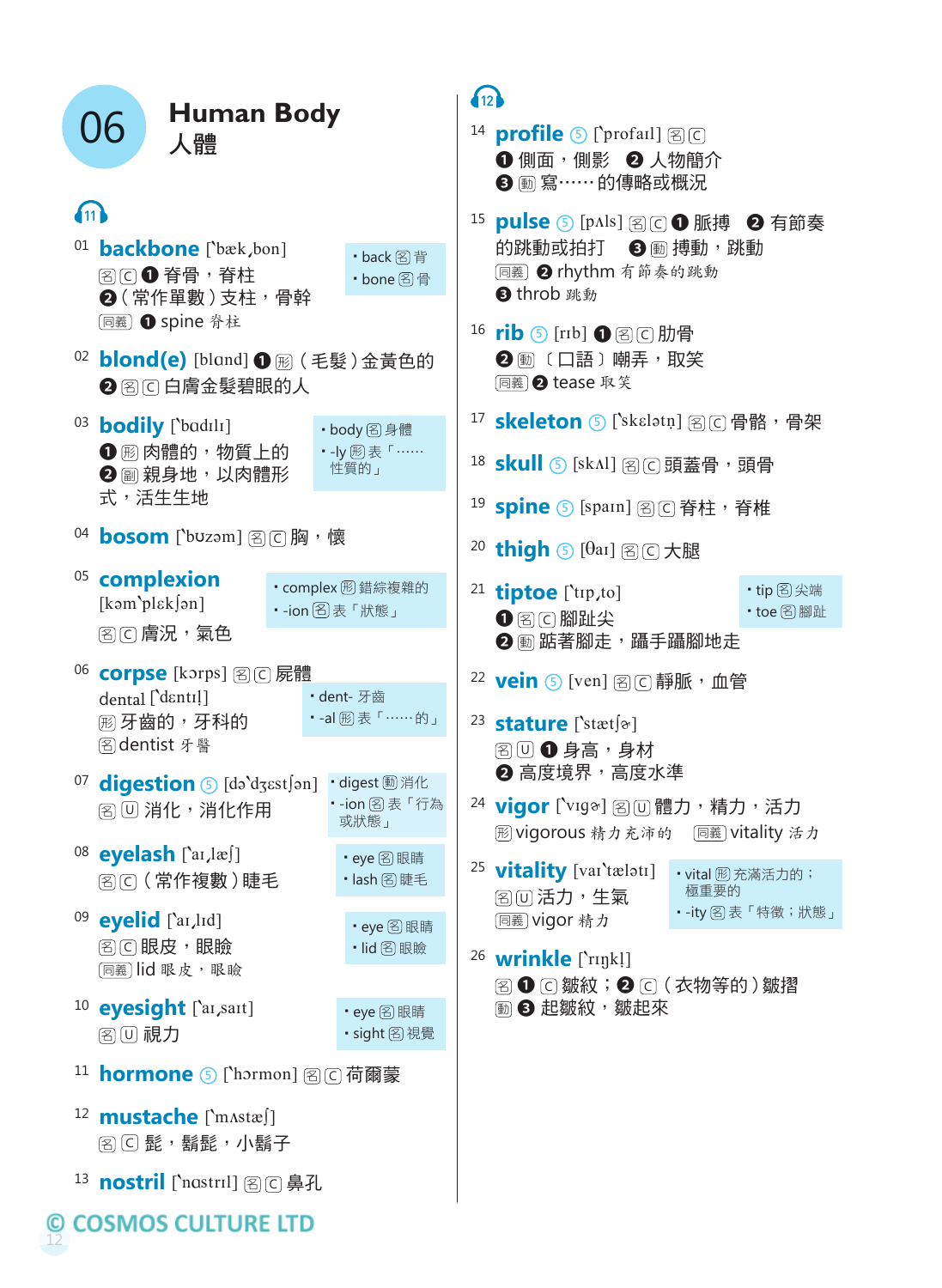# 06 Human Body 人體

11

01 **backbone** [ˋbæk͵bon]
名 C ❶ 脊骨，脊柱
❷（常作單數）支柱，骨幹
同義 ❶ spine 脊柱

- back 名 背
- bone 名 骨

02 **blond(e)** [blɑnd] ❶ 形（毛髮）金黃色的
❷ 名 C 白膚金髮碧眼的人

03 **bodily** [ˋbɑdɪlɪ]
❶ 形 肉體的，物質上的
❷ 副 親身地，以肉體形式，活生生地

- body 名 身體
- -ly 形 表「……性質的」

04 **bosom** [ˋbʊzəm] 名 C 胸，懷

05 **complexion** [kəmˋplɛkʃən]
名 C 膚況，氣色

- complex 形 錯綜複雜的
- -ion 名 表「狀態」

06 **corpse** [kɔrps] 名 C 屍體
dental [ˋdɛntḷ]
形 牙齒的，牙科的
名 dentist 牙醫

- dent- 牙齒
- -al 形 表「……的」

07 **digestion** ⑤ [dəˋdʒɛstʃən]
名 U 消化，消化作用

- digest 動 消化
- -ion 名 表「行為或狀態」

08 **eyelash** [ˋaɪ͵læʃ]
名 C（常作複數）睫毛

- eye 名 眼睛
- lash 名 睫毛

09 **eyelid** [ˋaɪ͵lɪd]
名 C 眼皮，眼瞼
同義 lid 眼皮，眼瞼

- eye 名 眼睛
- lid 名 眼瞼

10 **eyesight** [ˋaɪ͵saɪt]
名 U 視力

- eye 名 眼睛
- sight 名 視覺

11 **hormone** ⑤ [ˋhɔrmon] 名 C 荷爾蒙

12 **mustache** [ˋmʌstæʃ]
名 C 髭，髭髭，小髭子

13 **nostril** [ˋnɑstrɪl] 名 C 鼻孔

12

14 **profile** ⑤ [ˋprofaɪl] 名 C
❶ 側面，側影 ❷ 人物簡介
❸ 動 寫……的傳略或概況

15 **pulse** ⑤ [pʌls] 名 C ❶ 脈搏 ❷ 有節奏的跳動或拍打 ❸ 動 搏動，跳動
同義 ❷ rhythm 有節奏的跳動
❸ throb 跳動

16 **rib** ⑤ [rɪb] ❶ 名 C 肋骨
❷ 動〔口語〕嘲弄，取笑
同義 ❷ tease 取笑

17 **skeleton** ⑤ [ˋskɛlətn̩] 名 C 骨骼，骨架

18 **skull** ⑤ [skʌl] 名 C 頭蓋骨，頭骨

19 **spine** ⑤ [spaɪn] 名 C 脊柱，脊椎

20 **thigh** ⑤ [θaɪ] 名 C 大腿

21 **tiptoe** [ˋtɪp͵to]
❶ 名 C 腳趾尖
❷ 動 踮著腳走，躡手躡腳地走

- tip 名 尖端
- toe 名 腳趾

22 **vein** ⑤ [ven] 名 C 靜脈，血管

23 **stature** [ˋstætʃɚ]
名 U ❶ 身高，身材
❷ 高度境界，高度水準

24 **vigor** [ˋvɪgɚ] 名 U 體力，精力，活力
形 vigorous 精力充沛的 同義 vitality 活力

25 **vitality** [vaɪˋtælətɪ]
名 U 活力，生氣
同義 vigor 精力

- vital 形 充滿活力的；極重要的
- -ity 名 表「特徵；狀態」

26 **wrinkle** [ˋrɪŋkḷ]
名 ❶ C 皺紋；❷ C（衣物等的）皺摺
動 ❸ 起皺紋，皺起來

© COSMOS CULTURE LTD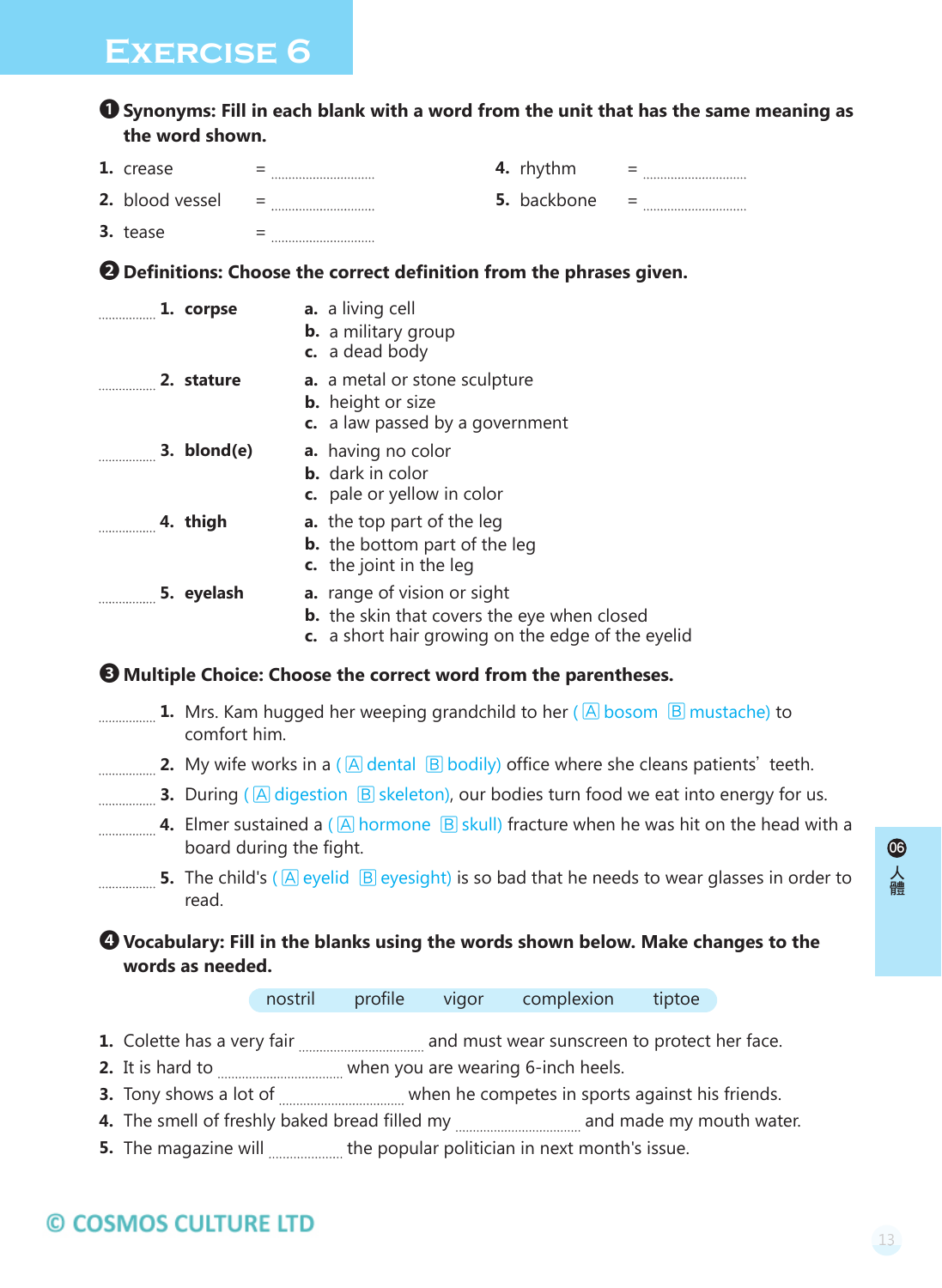# Exercise 6

**❶ Synonyms: Fill in each blank with a word from the unit that has the same meaning as the word shown.**

1. crease = ..............................
2. blood vessel = ..............................
3. tease = ..............................
4. rhythm = ..............................
5. backbone = ..............................

**❷ Definitions: Choose the correct definition from the phrases given.**

................ **1. corpse**
- **a.** a living cell
- **b.** a military group
- **c.** a dead body

................ **2. stature**
- **a.** a metal or stone sculpture
- **b.** height or size
- **c.** a law passed by a government

................ **3. blond(e)**
- **a.** having no color
- **b.** dark in color
- **c.** pale or yellow in color

................ **4. thigh**
- **a.** the top part of the leg
- **b.** the bottom part of the leg
- **c.** the joint in the leg

................ **5. eyelash**
- **a.** range of vision or sight
- **b.** the skin that covers the eye when closed
- **c.** a short hair growing on the edge of the eyelid

**❸ Multiple Choice: Choose the correct word from the parentheses.**

................ **1.** Mrs. Kam hugged her weeping grandchild to her ( A bosom  B mustache) to comfort him.

................ **2.** My wife works in a ( A dental  B bodily) office where she cleans patients' teeth.

................ **3.** During ( A digestion  B skeleton), our bodies turn food we eat into energy for us.

................ **4.** Elmer sustained a ( A hormone  B skull) fracture when he was hit on the head with a board during the fight.

................ **5.** The child's ( A eyelid  B eyesight) is so bad that he needs to wear glasses in order to read.

**❹ Vocabulary: Fill in the blanks using the words shown below. Make changes to the words as needed.**

nostril    profile    vigor    complexion    tiptoe

1. Colette has a very fair .............................. and must wear sunscreen to protect her face.
2. It is hard to .............................. when you are wearing 6-inch heels.
3. Tony shows a lot of .............................. when he competes in sports against his friends.
4. The smell of freshly baked bread filled my .............................. and made my mouth water.
5. The magazine will .................... the popular politician in next month's issue.

© COSMOS CULTURE LTD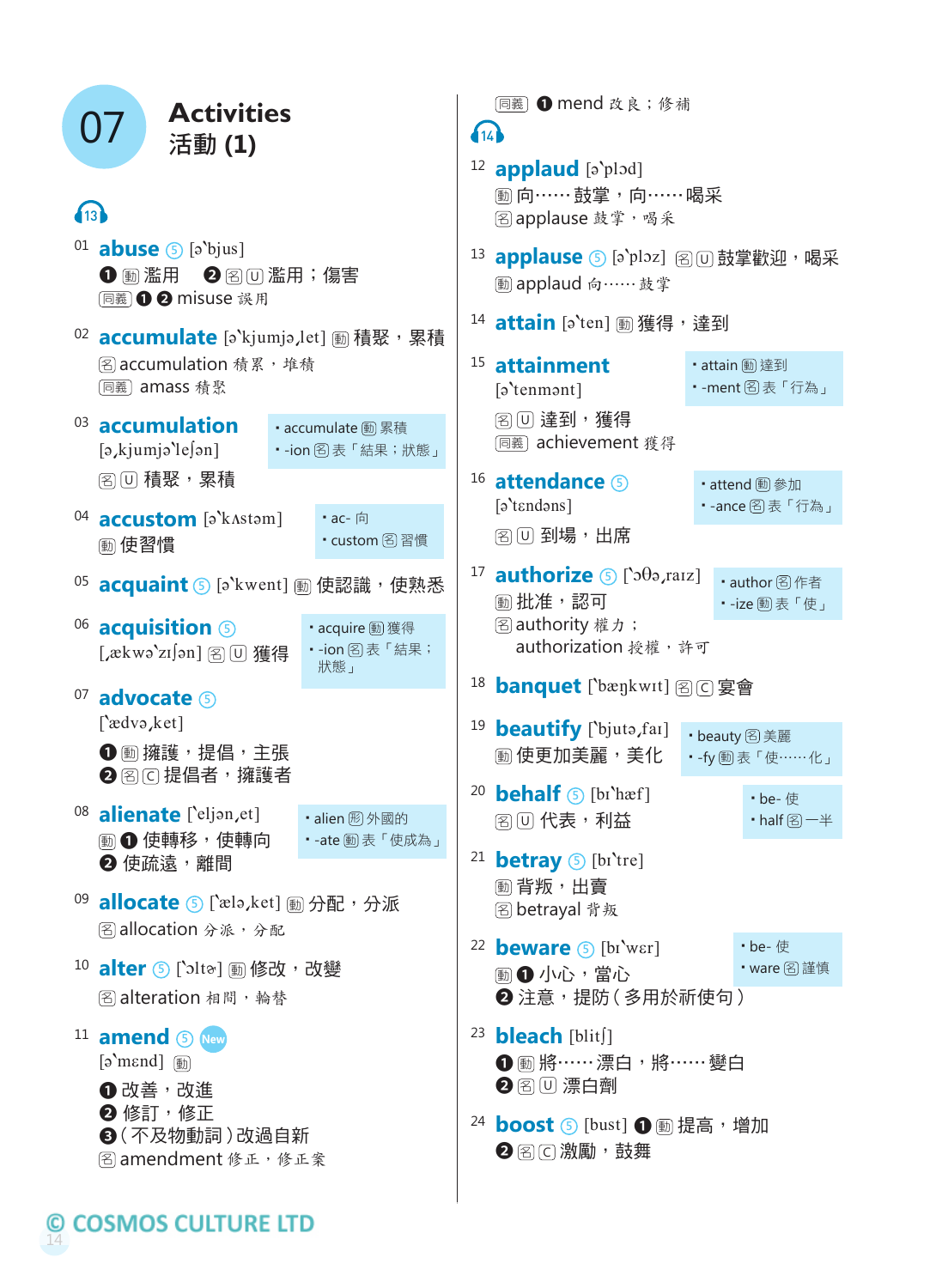# 07 Activities 活動 (1)

13

01 **abuse** ⑤ [əˋbjus]
❶ 動 濫用　❷ 名 U 濫用；傷害
同義 ❶ ❷ misuse 誤用

02 **accumulate** [əˋkjumjə͵let] 動 積聚，累積
名 accumulation 積聚，堆積
同義 amass 積聚

03 **accumulation**
[ə͵kjumjəˋleʃən]
名 U 積聚，累積

- accumulate 動 累積
- -ion 名 表「結果；狀態」

04 **accustom** [əˋkʌstəm]
動 使習慣

- ac- 向
- custom 名 習慣

05 **acquaint** ⑤ [əˋkwent] 動 使認識，使熟悉

06 **acquisition** ⑤
[͵ækwəˋzɪʃən] 名 U 獲得

- acquire 動 獲得
- -ion 名 表「結果；狀態」

07 **advocate** ⑤
[ˋædvə͵ket]
❶ 動 擁護，提倡，主張
❷ 名 C 提倡者，擁護者

08 **alienate** [ˋeljən͵et]
動 ❶ 使轉移，使轉向
❷ 使疏遠，離間

- alien 形 外國的
- -ate 動 表「使成為」

09 **allocate** ⑤ [ˋælə͵ket] 動 分配，分派
名 allocation 分派，分配

10 **alter** ⑤ [ˋɔltɚ] 動 修改，改變
名 alteration 相間，輪替

11 **amend** ⑤ New
[əˋmɛnd] 動
❶ 改善，改進
❷ 修訂，修正
❸（不及物動詞）改過自新
名 amendment 修正，修正案
同義 ❶ mend 改良；修補

14

12 **applaud** [əˋplɔd]
動 向……鼓掌，向……喝采
名 applause 鼓掌，喝采

13 **applause** ⑤ [əˋplɔz] 名 U 鼓掌歡迎，喝采
動 applaud 向……鼓掌

14 **attain** [əˋten] 動 獲得，達到

15 **attainment**
[əˋtenmənt]
名 U 達到，獲得
同義 achievement 獲得

- attain 動 達到
- -ment 名 表「行為」

16 **attendance** ⑤
[əˋtɛndəns]
名 U 到場，出席

- attend 動 參加
- -ance 名 表「行為」

17 **authorize** ⑤ [ˋɔθə͵raɪz]
動 批准，認可
名 authority 權力；
authorization 授權，許可

- author 名 作者
- -ize 動 表「使」

18 **banquet** [ˋbæŋkwɪt] 名 C 宴會

19 **beautify** [ˋbjutə͵faɪ]
動 使更加美麗，美化

- beauty 名 美麗
- -fy 動 表「使……化」

20 **behalf** ⑤ [bɪˋhæf]
名 U 代表，利益

- be- 使
- half 名 一半

21 **betray** ⑤ [bɪˋtre]
動 背叛，出賣
名 betrayal 背叛

22 **beware** ⑤ [bɪˋwɛr]
動 ❶ 小心，當心
❷ 注意，提防（多用於祈使句）

- be- 使
- ware 名 謹慎

23 **bleach** [blitʃ]
❶ 動 將……漂白，將……變白
❷ 名 U 漂白劑

24 **boost** ⑤ [bust] ❶ 動 提高，增加
❷ 名 C 激勵，鼓舞

© COSMOS CULTURE LTD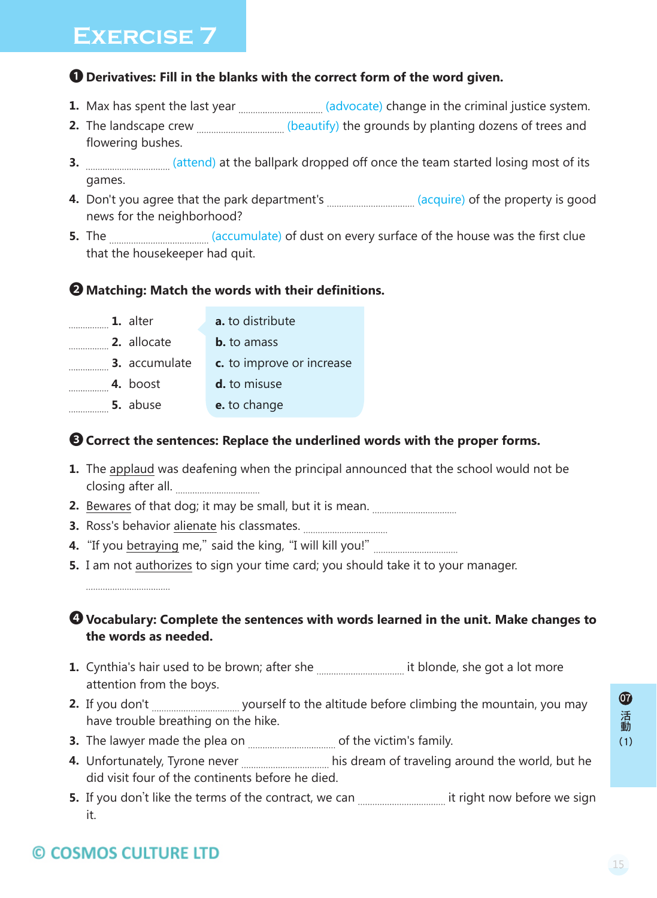# Exercise 7

## ❶ Derivatives: Fill in the blanks with the correct form of the word given.

1. Max has spent the last year .................................. (advocate) change in the criminal justice system.
2. The landscape crew .................................. (beautify) the grounds by planting dozens of trees and flowering bushes.
3. .................................. (attend) at the ballpark dropped off once the team started losing most of its games.
4. Don't you agree that the park department's .................................. (acquire) of the property is good news for the neighborhood?
5. The .................................. (accumulate) of dust on every surface of the house was the first clue that the housekeeper had quit.

## ❷ Matching: Match the words with their definitions.

| | | |
|---|---|---|
| .............. | 1. alter | a. to distribute |
| .............. | 2. allocate | b. to amass |
| .............. | 3. accumulate | c. to improve or increase |
| .............. | 4. boost | d. to misuse |
| .............. | 5. abuse | e. to change |

## ❸ Correct the sentences: Replace the underlined words with the proper forms.

1. The applaud was deafening when the principal announced that the school would not be closing after all. ..................................
2. Bewares of that dog; it may be small, but it is mean. ..................................
3. Ross's behavior alienate his classmates. ..................................
4. "If you betraying me," said the king, "I will kill you!" ..................................
5. I am not authorizes to sign your time card; you should take it to your manager. ..................................

## ❹ Vocabulary: Complete the sentences with words learned in the unit. Make changes to the words as needed.

1. Cynthia's hair used to be brown; after she .................................. it blonde, she got a lot more attention from the boys.
2. If you don't .................................. yourself to the altitude before climbing the mountain, you may have trouble breathing on the hike.
3. The lawyer made the plea on .................................. of the victim's family.
4. Unfortunately, Tyrone never .................................. his dream of traveling around the world, but he did visit four of the continents before he died.
5. If you don't like the terms of the contract, we can .................................. it right now before we sign it.

© COSMOS CULTURE LTD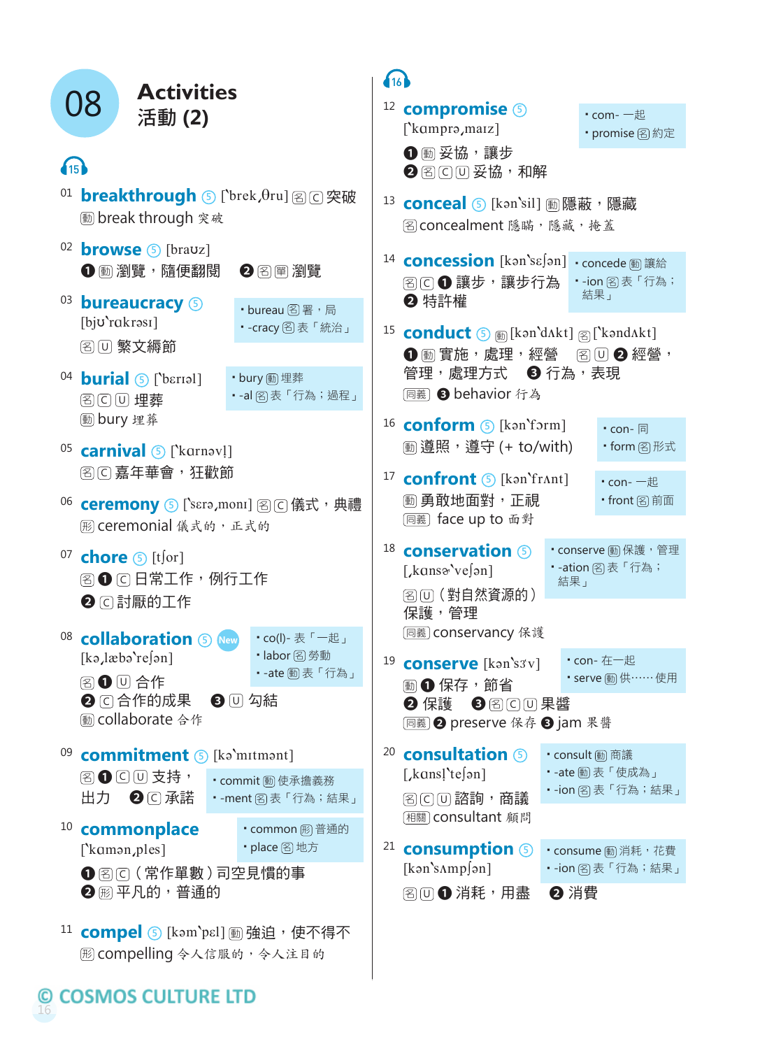# 08 Activities 活動 (2)

15

01 **breakthrough** ⑤ [ˋbrek͵θru] 名 C 突破
動 break through 突破

02 **browse** ⑤ [braʊz]
❶ 動 瀏覽，隨便翻閱 ❷ 名 單 瀏覽

03 **bureaucracy** ⑤
[bjʊˋrɑkrəsɪ]
名 U 繁文縟節

- bureau 名 署，局
- -cracy 名 表「統治」

04 **burial** ⑤ [ˋbɛrɪəl]
名 C U 埋葬
動 bury 埋葬

- bury 動 埋葬
- -al 名 表「行為；過程」

05 **carnival** ⑤ [ˋkɑrnəvl]
名 C 嘉年華會，狂歡節

06 **ceremony** ⑤ [ˋsɛrə͵monɪ] 名 C 儀式，典禮
形 ceremonial 儀式的，正式的

07 **chore** ⑤ [tʃor]
名 ❶ C 日常工作，例行工作
❷ C 討厭的工作

08 **collaboration** ⑤ New
[kə͵læbəˋreʃən]
名 ❶ U 合作
❷ C 合作的成果 ❸ U 勾結
動 collaborate 合作

- co(l)- 表「一起」
- labor 名 勞動
- -ate 動 表「行為」

09 **commitment** ⑤ [kəˋmɪtmənt]
名 ❶ C U 支持，出力 ❷ C 承諾

- commit 動 使承擔義務
- -ment 名 表「行為；結果」

10 **commonplace**
[ˋkɑmən͵ples]
❶ 名 C（常作單數）司空見慣的事
❷ 形 平凡的，普通的

- common 形 普通的
- place 名 地方

11 **compel** ⑤ [kəmˋpɛl] 動 強迫，使不得不
形 compelling 令人信服的，令人注目的

16

12 **compromise** ⑤
[ˋkɑmprə͵maɪz]
❶ 動 妥協，讓步
❷ 名 C U 妥協，和解

- com- 一起
- promise 名 約定

13 **conceal** ⑤ [kənˋsil] 動 隱蔽，隱藏
名 concealment 隱瞞，隱藏，掩蓋

14 **concession** [kənˋsɛʃən]
名 C ❶ 讓步，讓步行為
❷ 特許權

- concede 動 讓給
- -ion 名 表「行為；結果」

15 **conduct** ⑤ 動 [kənˋdʌkt] 名 [ˋkɑndʌkt]
❶ 動 實施，處理，經營 名 U ❷ 經營，管理，處理方式 ❸ 行為，表現
同義 ❸ behavior 行為

16 **conform** ⑤ [kənˋfɔrm]
動 遵照，遵守 (+ to/with)

- con- 同
- form 名 形式

17 **confront** ⑤ [kənˋfrʌnt]
動 勇敢地面對，正視
同義 face up to 面對

- con- 一起
- front 名 前面

18 **conservation** ⑤
[͵kɑnsəˋveʃən]
名 U（對自然資源的）保護，管理
同義 conservancy 保護

- conserve 動 保護，管理
- -ation 名 表「行為；結果」

19 **conserve** [kənˋsɝv]
動 ❶ 保存，節省
❷ 保護 ❸ 名 C U 果醬
同義 ❷ preserve 保存 ❸ jam 果醬

- con- 在一起
- serve 動 供……使用

20 **consultation** ⑤
[͵kɑnslˋteʃən]
名 C U 諮詢，商議
相關 consultant 顧問

- consult 動 商議
- -ate 動 表「使成為」
- -ion 名 表「行為；結果」

21 **consumption** ⑤
[kənˋsʌmpʃən]
名 U ❶ 消耗，用盡 ❷ 消費

- consume 動 消耗，花費
- -ion 名 表「行為；結果」

© COSMOS CULTURE LTD